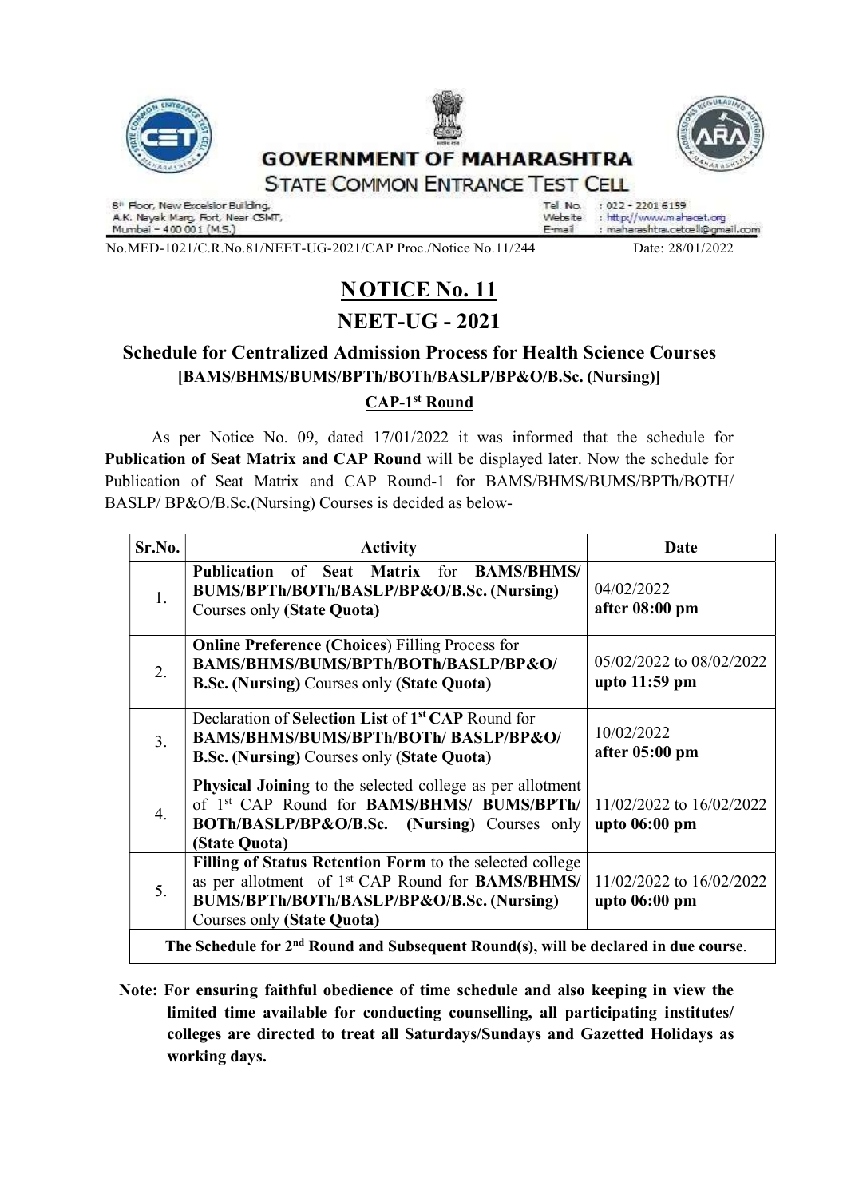# GOVERNMENT OF MAHARASHTRA

## STATE COMMON ENTRANCE TEST CELL

8th Floor, New Excelsior Building,
A.K. Nayak Marg, Fort, Near CSMT,
Mumbai – 400 001 (M.S.)

Tel No. : 022 - 2201 6159
Website : http://www.mahacet.org
E-mail : maharashtra.cetcell@gmail.com

No.MED-1021/C.R.No.81/NEET-UG-2021/CAP Proc./Notice No.11/244 Date: 28/01/2022

# NOTICE No. 11

# NEET-UG - 2021

## Schedule for Centralized Admission Process for Health Science Courses

### [BAMS/BHMS/BUMS/BPTh/BOTh/BASLP/BP&O/B.Sc. (Nursing)]

### CAP-1st Round

As per Notice No. 09, dated 17/01/2022 it was informed that the schedule for **Publication of Seat Matrix and CAP Round** will be displayed later. Now the schedule for Publication of Seat Matrix and CAP Round-1 for BAMS/BHMS/BUMS/BPTh/BOTH/ BASLP/ BP&O/B.Sc.(Nursing) Courses is decided as below-

| Sr.No. | Activity | Date |
|---|---|---|
| 1. | **Publication** of **Seat Matrix** for **BAMS/BHMS/ BUMS/BPTh/BOTh/BASLP/BP&O/B.Sc. (Nursing)** Courses only **(State Quota)** | 04/02/2022 **after 08:00 pm** |
| 2. | **Online Preference (Choices)** Filling Process for **BAMS/BHMS/BUMS/BPTh/BOTh/BASLP/BP&O/ B.Sc. (Nursing)** Courses only **(State Quota)** | 05/02/2022 to 08/02/2022 **upto 11:59 pm** |
| 3. | Declaration of **Selection List** of **1st CAP** Round for **BAMS/BHMS/BUMS/BPTh/BOTh/ BASLP/BP&O/ B.Sc. (Nursing)** Courses only **(State Quota)** | 10/02/2022 **after 05:00 pm** |
| 4. | **Physical Joining** to the selected college as per allotment of 1st CAP Round for **BAMS/BHMS/ BUMS/BPTh/ BOTh/BASLP/BP&O/B.Sc. (Nursing)** Courses only **(State Quota)** | 11/02/2022 to 16/02/2022 **upto 06:00 pm** |
| 5. | **Filling of Status Retention Form** to the selected college as per allotment of 1st CAP Round for **BAMS/BHMS/ BUMS/BPTh/BOTh/BASLP/BP&O/B.Sc. (Nursing)** Courses only **(State Quota)** | 11/02/2022 to 16/02/2022 **upto 06:00 pm** |
| **The Schedule for 2nd Round and Subsequent Round(s), will be declared in due course.** | | |

**Note: For ensuring faithful obedience of time schedule and also keeping in view the limited time available for conducting counselling, all participating institutes/ colleges are directed to treat all Saturdays/Sundays and Gazetted Holidays as working days.**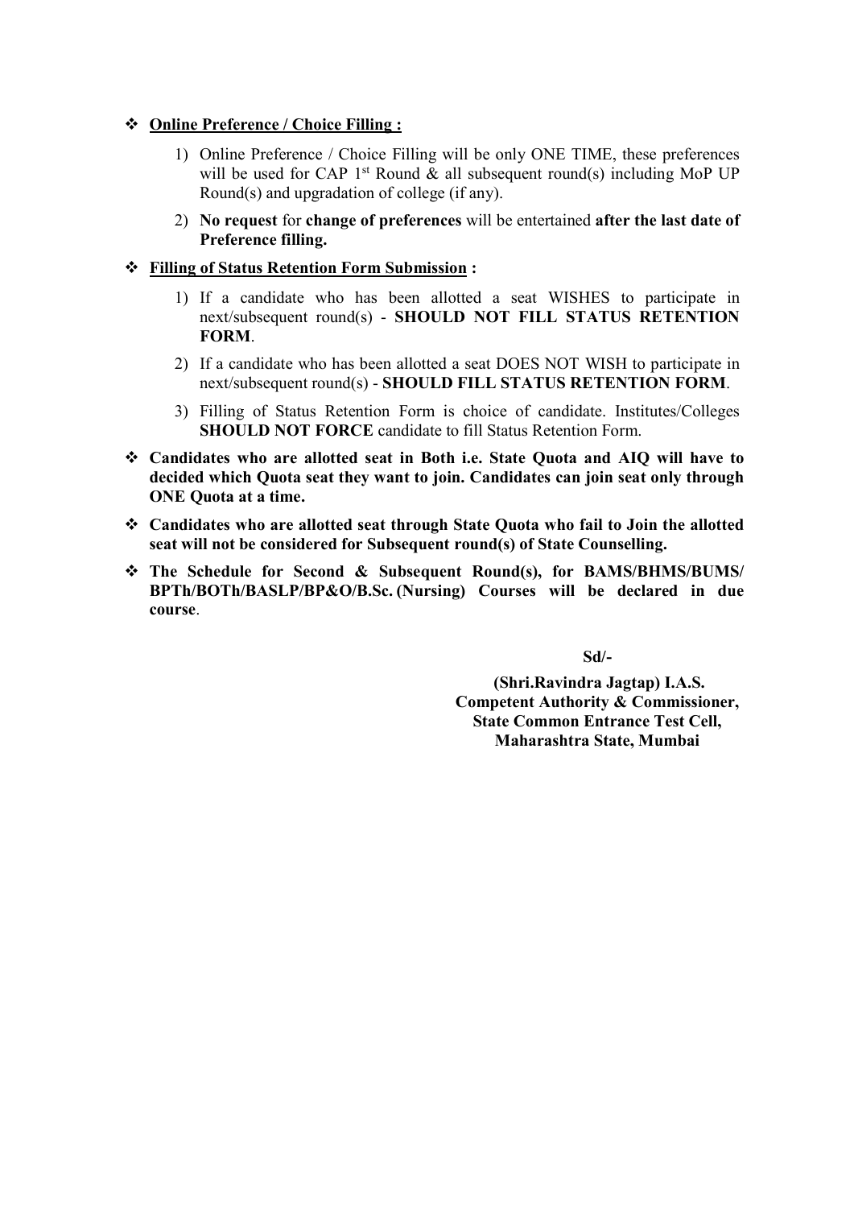- **Online Preference / Choice Filling :**

  1) Online Preference / Choice Filling will be only ONE TIME, these preferences will be used for CAP 1st Round & all subsequent round(s) including MoP UP Round(s) and upgradation of college (if any).

  2) **No request** for **change of preferences** will be entertained **after the last date of Preference filling.**

- **Filling of Status Retention Form Submission :**

  1) If a candidate who has been allotted a seat WISHES to participate in next/subsequent round(s) - **SHOULD NOT FILL STATUS RETENTION FORM**.

  2) If a candidate who has been allotted a seat DOES NOT WISH to participate in next/subsequent round(s) - **SHOULD FILL STATUS RETENTION FORM**.

  3) Filling of Status Retention Form is choice of candidate. Institutes/Colleges **SHOULD NOT FORCE** candidate to fill Status Retention Form.

- **Candidates who are allotted seat in Both i.e. State Quota and AIQ will have to decided which Quota seat they want to join. Candidates can join seat only through ONE Quota at a time.**

- **Candidates who are allotted seat through State Quota who fail to Join the allotted seat will not be considered for Subsequent round(s) of State Counselling.**

- **The Schedule for Second & Subsequent Round(s), for BAMS/BHMS/BUMS/ BPTh/BOTh/BASLP/BP&O/B.Sc. (Nursing) Courses will be declared in due course**.

**Sd/-**

**(Shri.Ravindra Jagtap) I.A.S.**
**Competent Authority & Commissioner,**
**State Common Entrance Test Cell,**
**Maharashtra State, Mumbai**